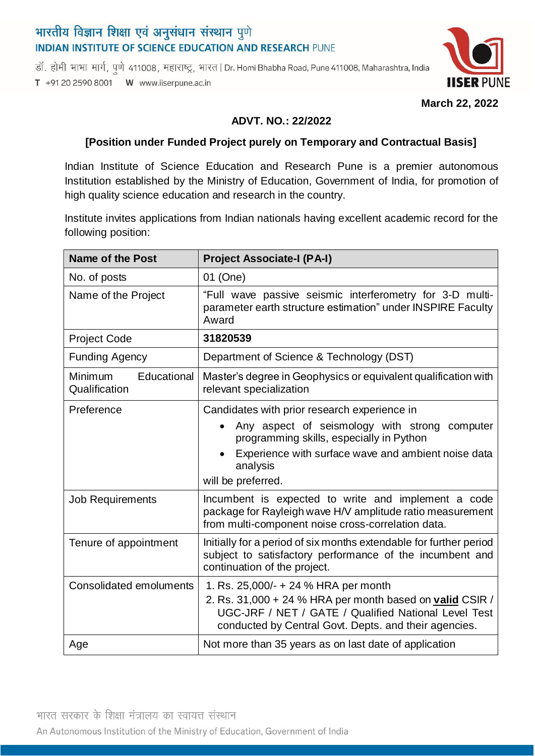# भारतीय विज्ञान शिक्षा एवं अनुसंधान संस्थान पुणे
## INDIAN INSTITUTE OF SCIENCE EDUCATION AND RESEARCH PUNE

डॉ. होमी भाभा मार्ग, पुणे 411008, महाराष्ट्र, भारत | Dr. Homi Bhabha Road, Pune 411008, Maharashtra, India

T +91 20 2590 8001 W www.iiserpune.ac.in

**March 22, 2022**

**ADVT. NO.: 22/2022**

**[Position under Funded Project purely on Temporary and Contractual Basis]**

Indian Institute of Science Education and Research Pune is a premier autonomous Institution established by the Ministry of Education, Government of India, for promotion of high quality science education and research in the country.

Institute invites applications from Indian nationals having excellent academic record for the following position:

| **Name of the Post** | **Project Associate-I (PA-I)** |
|---|---|
| No. of posts | 01 (One) |
| Name of the Project | "Full wave passive seismic interferometry for 3-D multi-parameter earth structure estimation" under INSPIRE Faculty Award |
| Project Code | **31820539** |
| Funding Agency | Department of Science & Technology (DST) |
| Minimum Educational Qualification | Master's degree in Geophysics or equivalent qualification with relevant specialization |
| Preference | Candidates with prior research experience in <br>• Any aspect of seismology with strong computer programming skills, especially in Python <br>• Experience with surface wave and ambient noise data analysis <br>will be preferred. |
| Job Requirements | Incumbent is expected to write and implement a code package for Rayleigh wave H/V amplitude ratio measurement from multi-component noise cross-correlation data. |
| Tenure of appointment | Initially for a period of six months extendable for further period subject to satisfactory performance of the incumbent and continuation of the project. |
| Consolidated emoluments | 1. Rs. 25,000/- + 24 % HRA per month <br>2. Rs. 31,000 + 24 % HRA per month based on **valid** CSIR / UGC-JRF / NET / GATE / Qualified National Level Test conducted by Central Govt. Depts. and their agencies. |
| Age | Not more than 35 years as on last date of application |

भारत सरकार के शिक्षा मंत्रालय का स्वायत्त संस्थान

An Autonomous Institution of the Ministry of Education, Government of India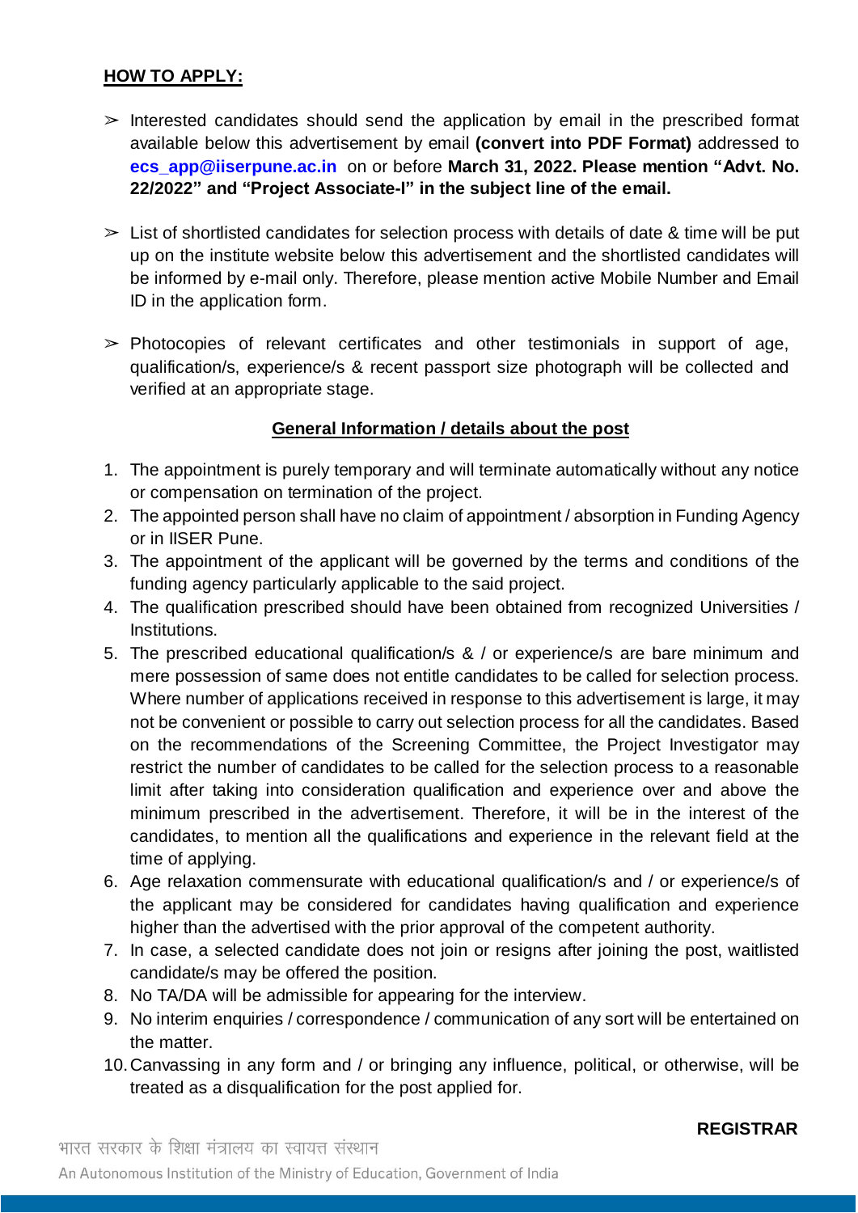**HOW TO APPLY:**

- ➢ Interested candidates should send the application by email in the prescribed format available below this advertisement by email **(convert into PDF Format)** addressed to **ecs_app@iiserpune.ac.in** on or before **March 31, 2022. Please mention "Advt. No. 22/2022" and "Project Associate-I" in the subject line of the email.**
- ➢ List of shortlisted candidates for selection process with details of date & time will be put up on the institute website below this advertisement and the shortlisted candidates will be informed by e-mail only. Therefore, please mention active Mobile Number and Email ID in the application form.
- ➢ Photocopies of relevant certificates and other testimonials in support of age, qualification/s, experience/s & recent passport size photograph will be collected and verified at an appropriate stage.

**General Information / details about the post**

1. The appointment is purely temporary and will terminate automatically without any notice or compensation on termination of the project.
2. The appointed person shall have no claim of appointment / absorption in Funding Agency or in IISER Pune.
3. The appointment of the applicant will be governed by the terms and conditions of the funding agency particularly applicable to the said project.
4. The qualification prescribed should have been obtained from recognized Universities / Institutions.
5. The prescribed educational qualification/s & / or experience/s are bare minimum and mere possession of same does not entitle candidates to be called for selection process. Where number of applications received in response to this advertisement is large, it may not be convenient or possible to carry out selection process for all the candidates. Based on the recommendations of the Screening Committee, the Project Investigator may restrict the number of candidates to be called for the selection process to a reasonable limit after taking into consideration qualification and experience over and above the minimum prescribed in the advertisement. Therefore, it will be in the interest of the candidates, to mention all the qualifications and experience in the relevant field at the time of applying.
6. Age relaxation commensurate with educational qualification/s and / or experience/s of the applicant may be considered for candidates having qualification and experience higher than the advertised with the prior approval of the competent authority.
7. In case, a selected candidate does not join or resigns after joining the post, waitlisted candidate/s may be offered the position.
8. No TA/DA will be admissible for appearing for the interview.
9. No interim enquiries / correspondence / communication of any sort will be entertained on the matter.
10. Canvassing in any form and / or bringing any influence, political, or otherwise, will be treated as a disqualification for the post applied for.

**REGISTRAR**